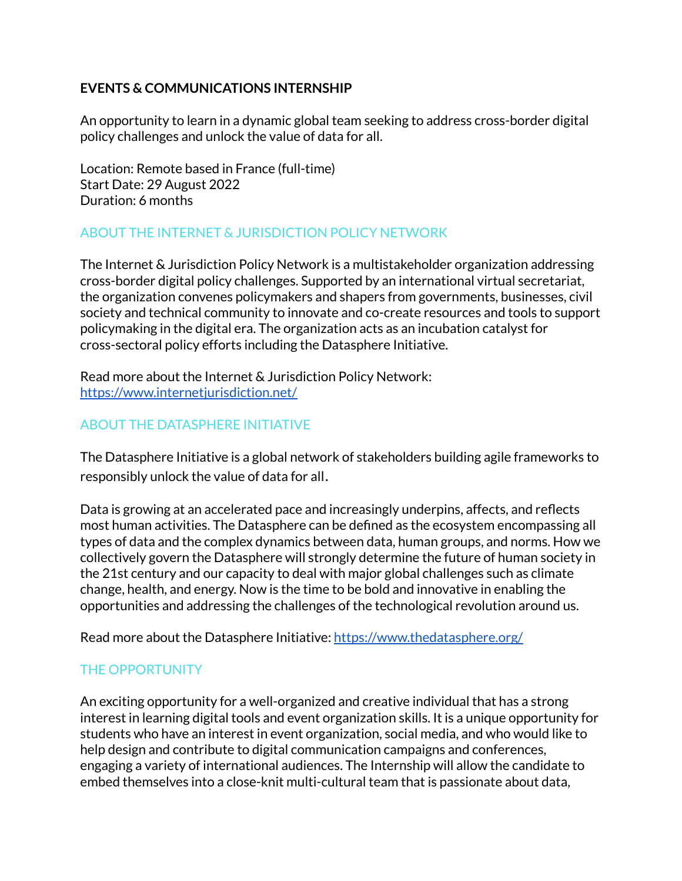# EVENTS & COMMUNICATIONS INTERNSHIP

An opportunity to learn in a dynamic global team seeking to address cross-border digital policy challenges and unlock the value of data for all.

Location: Remote based in France (full-time)
Start Date: 29 August 2022
Duration: 6 months

## ABOUT THE INTERNET & JURISDICTION POLICY NETWORK

The Internet & Jurisdiction Policy Network is a multistakeholder organization addressing cross-border digital policy challenges. Supported by an international virtual secretariat, the organization convenes policymakers and shapers from governments, businesses, civil society and technical community to innovate and co-create resources and tools to support policymaking in the digital era. The organization acts as an incubation catalyst for cross-sectoral policy efforts including the Datasphere Initiative.

Read more about the Internet & Jurisdiction Policy Network: [https://www.internetjurisdiction.net/](https://www.internetjurisdiction.net/)

## ABOUT THE DATASPHERE INITIATIVE

The Datasphere Initiative is a global network of stakeholders building agile frameworks to responsibly unlock the value of data for all.

Data is growing at an accelerated pace and increasingly underpins, affects, and reflects most human activities. The Datasphere can be defined as the ecosystem encompassing all types of data and the complex dynamics between data, human groups, and norms. How we collectively govern the Datasphere will strongly determine the future of human society in the 21st century and our capacity to deal with major global challenges such as climate change, health, and energy. Now is the time to be bold and innovative in enabling the opportunities and addressing the challenges of the technological revolution around us.

Read more about the Datasphere Initiative: [https://www.thedatasphere.org/](https://www.thedatasphere.org/)

## THE OPPORTUNITY

An exciting opportunity for a well-organized and creative individual that has a strong interest in learning digital tools and event organization skills. It is a unique opportunity for students who have an interest in event organization, social media, and who would like to help design and contribute to digital communication campaigns and conferences, engaging a variety of international audiences. The Internship will allow the candidate to embed themselves into a close-knit multi-cultural team that is passionate about data,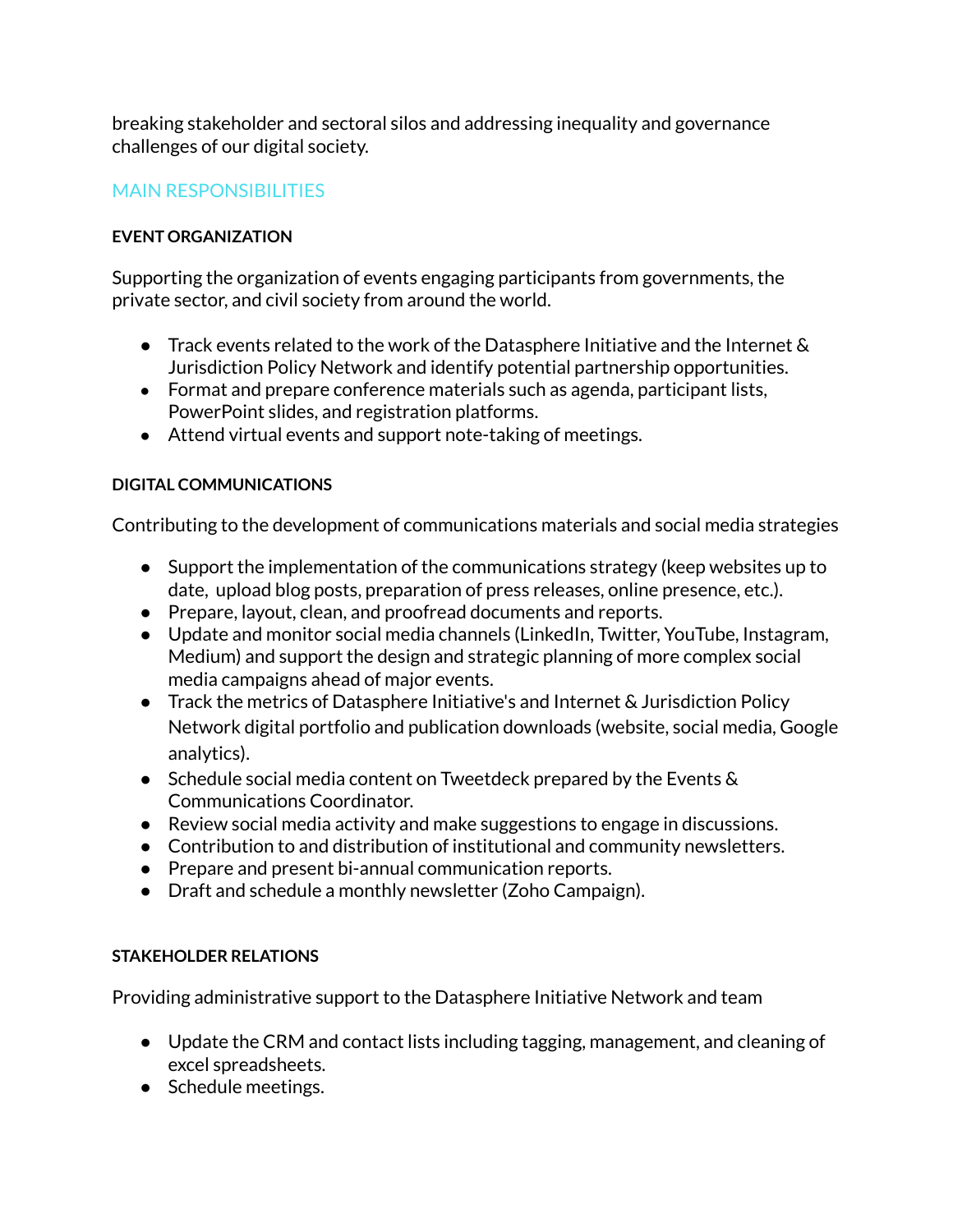breaking stakeholder and sectoral silos and addressing inequality and governance challenges of our digital society.

## MAIN RESPONSIBILITIES

### EVENT ORGANIZATION

Supporting the organization of events engaging participants from governments, the private sector, and civil society from around the world.

- Track events related to the work of the Datasphere Initiative and the Internet & Jurisdiction Policy Network and identify potential partnership opportunities.
- Format and prepare conference materials such as agenda, participant lists, PowerPoint slides, and registration platforms.
- Attend virtual events and support note-taking of meetings.

### DIGITAL COMMUNICATIONS

Contributing to the development of communications materials and social media strategies

- Support the implementation of the communications strategy (keep websites up to date, upload blog posts, preparation of press releases, online presence, etc.).
- Prepare, layout, clean, and proofread documents and reports.
- Update and monitor social media channels (LinkedIn, Twitter, YouTube, Instagram, Medium) and support the design and strategic planning of more complex social media campaigns ahead of major events.
- Track the metrics of Datasphere Initiative's and Internet & Jurisdiction Policy Network digital portfolio and publication downloads (website, social media, Google analytics).
- Schedule social media content on Tweetdeck prepared by the Events & Communications Coordinator.
- Review social media activity and make suggestions to engage in discussions.
- Contribution to and distribution of institutional and community newsletters.
- Prepare and present bi-annual communication reports.
- Draft and schedule a monthly newsletter (Zoho Campaign).

### STAKEHOLDER RELATIONS

Providing administrative support to the Datasphere Initiative Network and team

- Update the CRM and contact lists including tagging, management, and cleaning of excel spreadsheets.
- Schedule meetings.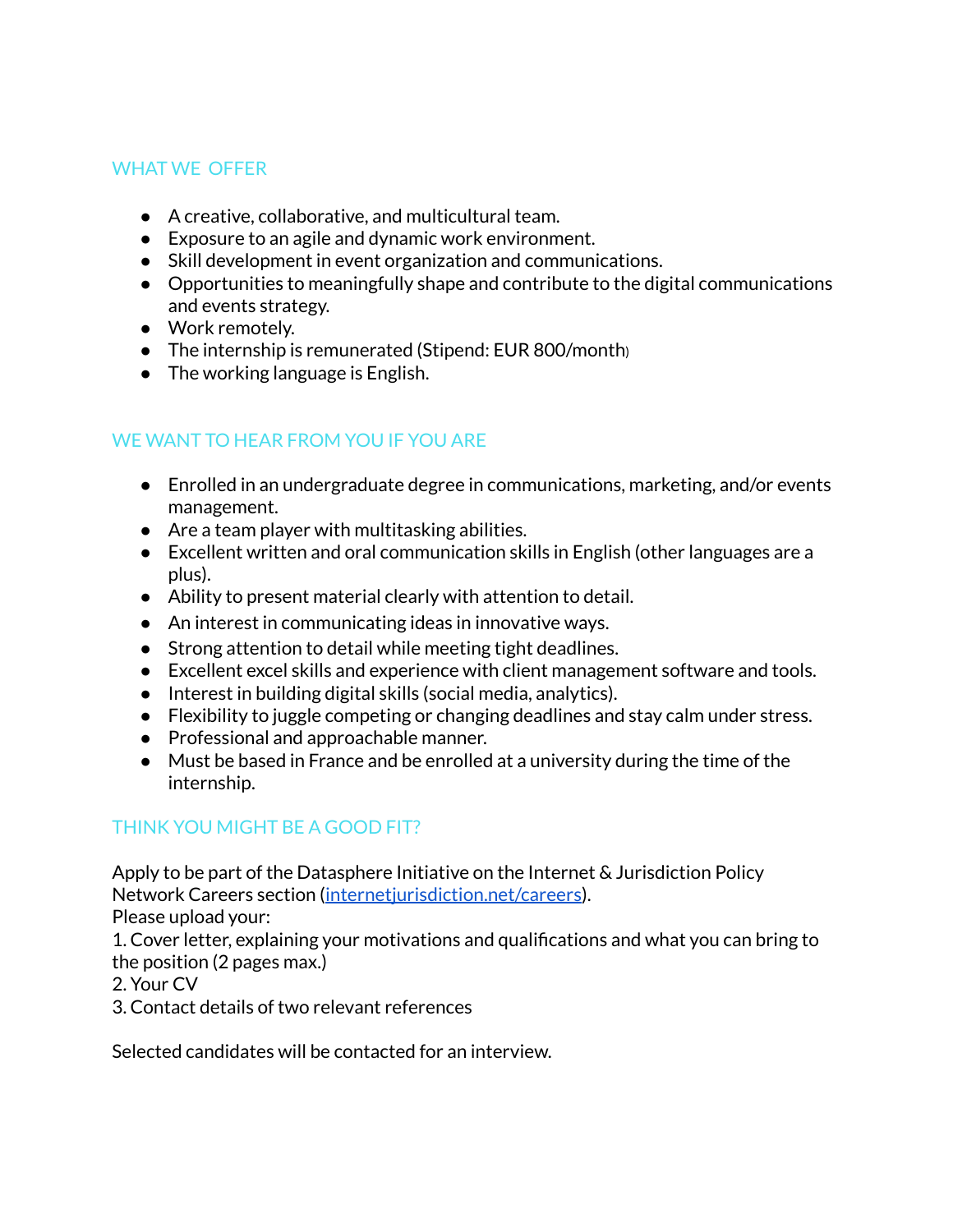## WHAT WE OFFER

- A creative, collaborative, and multicultural team.
- Exposure to an agile and dynamic work environment.
- Skill development in event organization and communications.
- Opportunities to meaningfully shape and contribute to the digital communications and events strategy.
- Work remotely.
- The internship is remunerated (Stipend: EUR 800/month)
- The working language is English.

## WE WANT TO HEAR FROM YOU IF YOU ARE

- Enrolled in an undergraduate degree in communications, marketing, and/or events management.
- Are a team player with multitasking abilities.
- Excellent written and oral communication skills in English (other languages are a plus).
- Ability to present material clearly with attention to detail.
- An interest in communicating ideas in innovative ways.
- Strong attention to detail while meeting tight deadlines.
- Excellent excel skills and experience with client management software and tools.
- Interest in building digital skills (social media, analytics).
- Flexibility to juggle competing or changing deadlines and stay calm under stress.
- Professional and approachable manner.
- Must be based in France and be enrolled at a university during the time of the internship.

## THINK YOU MIGHT BE A GOOD FIT?

Apply to be part of the Datasphere Initiative on the Internet & Jurisdiction Policy Network Careers section ([internetjurisdiction.net/careers](internetjurisdiction.net/careers)).
Please upload your:
1. Cover letter, explaining your motivations and qualifications and what you can bring to the position (2 pages max.)
2. Your CV
3. Contact details of two relevant references

Selected candidates will be contacted for an interview.